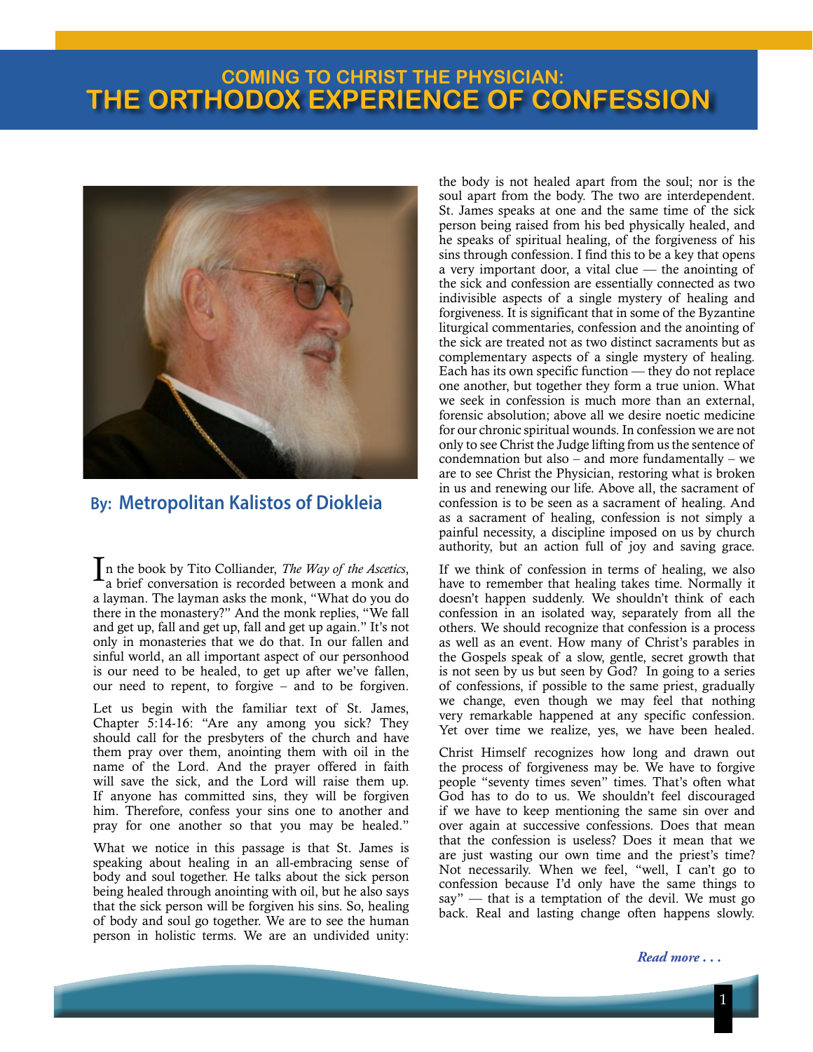# COMING TO CHRIST THE PHYSICIAN: THE ORTHODOX EXPERIENCE OF CONFESSION

**By: Metropolitan Kalistos of Diokleia**

In the book by Tito Colliander, *The Way of the Ascetics*, a brief conversation is recorded between a monk and a layman. The layman asks the monk, "What do you do there in the monastery?" And the monk replies, "We fall and get up, fall and get up, fall and get up again." It's not only in monasteries that we do that. In our fallen and sinful world, an all important aspect of our personhood is our need to be healed, to get up after we've fallen, our need to repent, to forgive – and to be forgiven.

Let us begin with the familiar text of St. James, Chapter 5:14-16: "Are any among you sick? They should call for the presbyters of the church and have them pray over them, anointing them with oil in the name of the Lord. And the prayer offered in faith will save the sick, and the Lord will raise them up. If anyone has committed sins, they will be forgiven him. Therefore, confess your sins one to another and pray for one another so that you may be healed."

What we notice in this passage is that St. James is speaking about healing in an all-embracing sense of body and soul together. He talks about the sick person being healed through anointing with oil, but he also says that the sick person will be forgiven his sins. So, healing of body and soul go together. We are to see the human person in holistic terms. We are an undivided unity: the body is not healed apart from the soul; nor is the soul apart from the body. The two are interdependent. St. James speaks at one and the same time of the sick person being raised from his bed physically healed, and he speaks of spiritual healing, of the forgiveness of his sins through confession. I find this to be a key that opens a very important door, a vital clue — the anointing of the sick and confession are essentially connected as two indivisible aspects of a single mystery of healing and forgiveness. It is significant that in some of the Byzantine liturgical commentaries, confession and the anointing of the sick are treated not as two distinct sacraments but as complementary aspects of a single mystery of healing. Each has its own specific function — they do not replace one another, but together they form a true union. What we seek in confession is much more than an external, forensic absolution; above all we desire noetic medicine for our chronic spiritual wounds. In confession we are not only to see Christ the Judge lifting from us the sentence of condemnation but also – and more fundamentally – we are to see Christ the Physician, restoring what is broken in us and renewing our life. Above all, the sacrament of confession is to be seen as a sacrament of healing. And as a sacrament of healing, confession is not simply a painful necessity, a discipline imposed on us by church authority, but an action full of joy and saving grace.

If we think of confession in terms of healing, we also have to remember that healing takes time. Normally it doesn't happen suddenly. We shouldn't think of each confession in an isolated way, separately from all the others. We should recognize that confession is a process as well as an event. How many of Christ's parables in the Gospels speak of a slow, gentle, secret growth that is not seen by us but seen by God? In going to a series of confessions, if possible to the same priest, gradually we change, even though we may feel that nothing very remarkable happened at any specific confession. Yet over time we realize, yes, we have been healed.

Christ Himself recognizes how long and drawn out the process of forgiveness may be. We have to forgive people "seventy times seven" times. That's often what God has to do to us. We shouldn't feel discouraged if we have to keep mentioning the same sin over and over again at successive confessions. Does that mean that the confession is useless? Does it mean that we are just wasting our own time and the priest's time? Not necessarily. When we feel, "well, I can't go to confession because I'd only have the same things to say" — that is a temptation of the devil. We must go back. Real and lasting change often happens slowly.

*Read more . . .*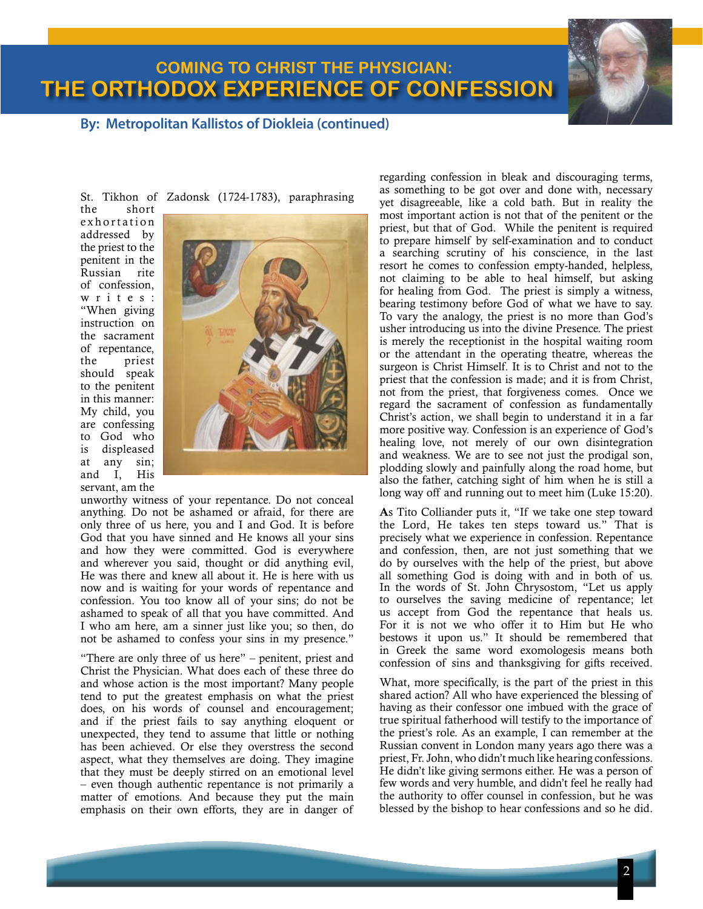# COMING TO CHRIST THE PHYSICIAN: THE ORTHODOX EXPERIENCE OF CONFESSION

**By: Metropolitan Kallistos of Diokleia (continued)**

St. Tikhon of Zadonsk (1724-1783), paraphrasing the short exhortation addressed by the priest to the penitent in the Russian rite of confession, writes: "When giving instruction on the sacrament of repentance, the priest should speak to the penitent in this manner: My child, you are confessing to God who is displeased at any sin; and I, His servant, am the unworthy witness of your repentance. Do not conceal anything. Do not be ashamed or afraid, for there are only three of us here, you and I and God. It is before God that you have sinned and He knows all your sins and how they were committed. God is everywhere and wherever you said, thought or did anything evil, He was there and knew all about it. He is here with us now and is waiting for your words of repentance and confession. You too know all of your sins; do not be ashamed to speak of all that you have committed. And I who am here, am a sinner just like you; so then, do not be ashamed to confess your sins in my presence."

"There are only three of us here" – penitent, priest and Christ the Physician. What does each of these three do and whose action is the most important? Many people tend to put the greatest emphasis on what the priest does, on his words of counsel and encouragement; and if the priest fails to say anything eloquent or unexpected, they tend to assume that little or nothing has been achieved. Or else they overstress the second aspect, what they themselves are doing. They imagine that they must be deeply stirred on an emotional level – even though authentic repentance is not primarily a matter of emotions. And because they put the main emphasis on their own efforts, they are in danger of regarding confession in bleak and discouraging terms, as something to be got over and done with, necessary yet disagreeable, like a cold bath. But in reality the most important action is not that of the penitent or the priest, but that of God. While the penitent is required to prepare himself by self-examination and to conduct a searching scrutiny of his conscience, in the last resort he comes to confession empty-handed, helpless, not claiming to be able to heal himself, but asking for healing from God. The priest is simply a witness, bearing testimony before God of what we have to say. To vary the analogy, the priest is no more than God's usher introducing us into the divine Presence. The priest is merely the receptionist in the hospital waiting room or the attendant in the operating theatre, whereas the surgeon is Christ Himself. It is to Christ and not to the priest that the confession is made; and it is from Christ, not from the priest, that forgiveness comes. Once we regard the sacrament of confession as fundamentally Christ's action, we shall begin to understand it in a far more positive way. Confession is an experience of God's healing love, not merely of our own disintegration and weakness. We are to see not just the prodigal son, plodding slowly and painfully along the road home, but also the father, catching sight of him when he is still a long way off and running out to meet him (Luke 15:20).

As Tito Colliander puts it, "If we take one step toward the Lord, He takes ten steps toward us." That is precisely what we experience in confession. Repentance and confession, then, are not just something that we do by ourselves with the help of the priest, but above all something God is doing with and in both of us. In the words of St. John Chrysostom, "Let us apply to ourselves the saving medicine of repentance; let us accept from God the repentance that heals us. For it is not we who offer it to Him but He who bestows it upon us." It should be remembered that in Greek the same word exomologesis means both confession of sins and thanksgiving for gifts received.

What, more specifically, is the part of the priest in this shared action? All who have experienced the blessing of having as their confessor one imbued with the grace of true spiritual fatherhood will testify to the importance of the priest's role. As an example, I can remember at the Russian convent in London many years ago there was a priest, Fr. John, who didn't much like hearing confessions. He didn't like giving sermons either. He was a person of few words and very humble, and didn't feel he really had the authority to offer counsel in confession, but he was blessed by the bishop to hear confessions and so he did.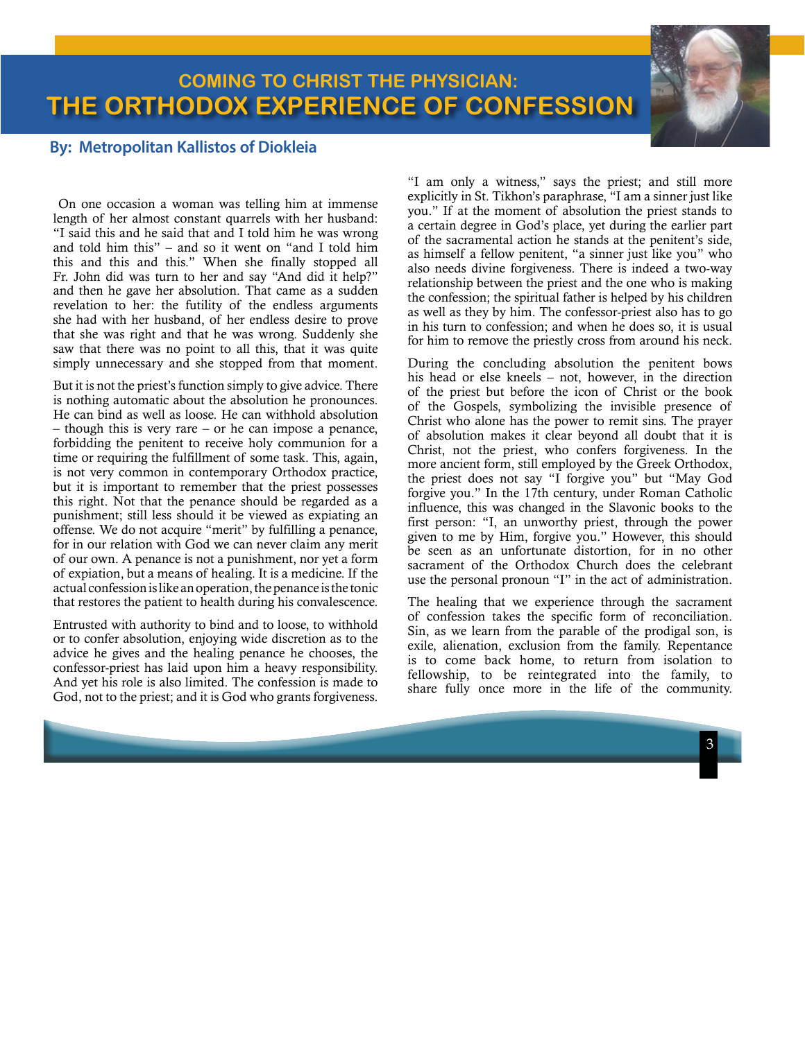## COMING TO CHRIST THE PHYSICIAN:

# THE ORTHODOX EXPERIENCE OF CONFESSION

**By: Metropolitan Kallistos of Diokleia**

On one occasion a woman was telling him at immense length of her almost constant quarrels with her husband: "I said this and he said that and I told him he was wrong and told him this" – and so it went on "and I told him this and this and this." When she finally stopped all Fr. John did was turn to her and say "And did it help?" and then he gave her absolution. That came as a sudden revelation to her: the futility of the endless arguments she had with her husband, of her endless desire to prove that she was right and that he was wrong. Suddenly she saw that there was no point to all this, that it was quite simply unnecessary and she stopped from that moment.

But it is not the priest's function simply to give advice. There is nothing automatic about the absolution he pronounces. He can bind as well as loose. He can withhold absolution – though this is very rare – or he can impose a penance, forbidding the penitent to receive holy communion for a time or requiring the fulfillment of some task. This, again, is not very common in contemporary Orthodox practice, but it is important to remember that the priest possesses this right. Not that the penance should be regarded as a punishment; still less should it be viewed as expiating an offense. We do not acquire "merit" by fulfilling a penance, for in our relation with God we can never claim any merit of our own. A penance is not a punishment, nor yet a form of expiation, but a means of healing. It is a medicine. If the actual confession is like an operation, the penance is the tonic that restores the patient to health during his convalescence.

Entrusted with authority to bind and to loose, to withhold or to confer absolution, enjoying wide discretion as to the advice he gives and the healing penance he chooses, the confessor-priest has laid upon him a heavy responsibility. And yet his role is also limited. The confession is made to God, not to the priest; and it is God who grants forgiveness.

"I am only a witness," says the priest; and still more explicitly in St. Tikhon's paraphrase, "I am a sinner just like you." If at the moment of absolution the priest stands to a certain degree in God's place, yet during the earlier part of the sacramental action he stands at the penitent's side, as himself a fellow penitent, "a sinner just like you" who also needs divine forgiveness. There is indeed a two-way relationship between the priest and the one who is making the confession; the spiritual father is helped by his children as well as they by him. The confessor-priest also has to go in his turn to confession; and when he does so, it is usual for him to remove the priestly cross from around his neck.

During the concluding absolution the penitent bows his head or else kneels – not, however, in the direction of the priest but before the icon of Christ or the book of the Gospels, symbolizing the invisible presence of Christ who alone has the power to remit sins. The prayer of absolution makes it clear beyond all doubt that it is Christ, not the priest, who confers forgiveness. In the more ancient form, still employed by the Greek Orthodox, the priest does not say "I forgive you" but "May God forgive you." In the 17th century, under Roman Catholic influence, this was changed in the Slavonic books to the first person: "I, an unworthy priest, through the power given to me by Him, forgive you." However, this should be seen as an unfortunate distortion, for in no other sacrament of the Orthodox Church does the celebrant use the personal pronoun "I" in the act of administration.

The healing that we experience through the sacrament of confession takes the specific form of reconciliation. Sin, as we learn from the parable of the prodigal son, is exile, alienation, exclusion from the family. Repentance is to come back home, to return from isolation to fellowship, to be reintegrated into the family, to share fully once more in the life of the community.